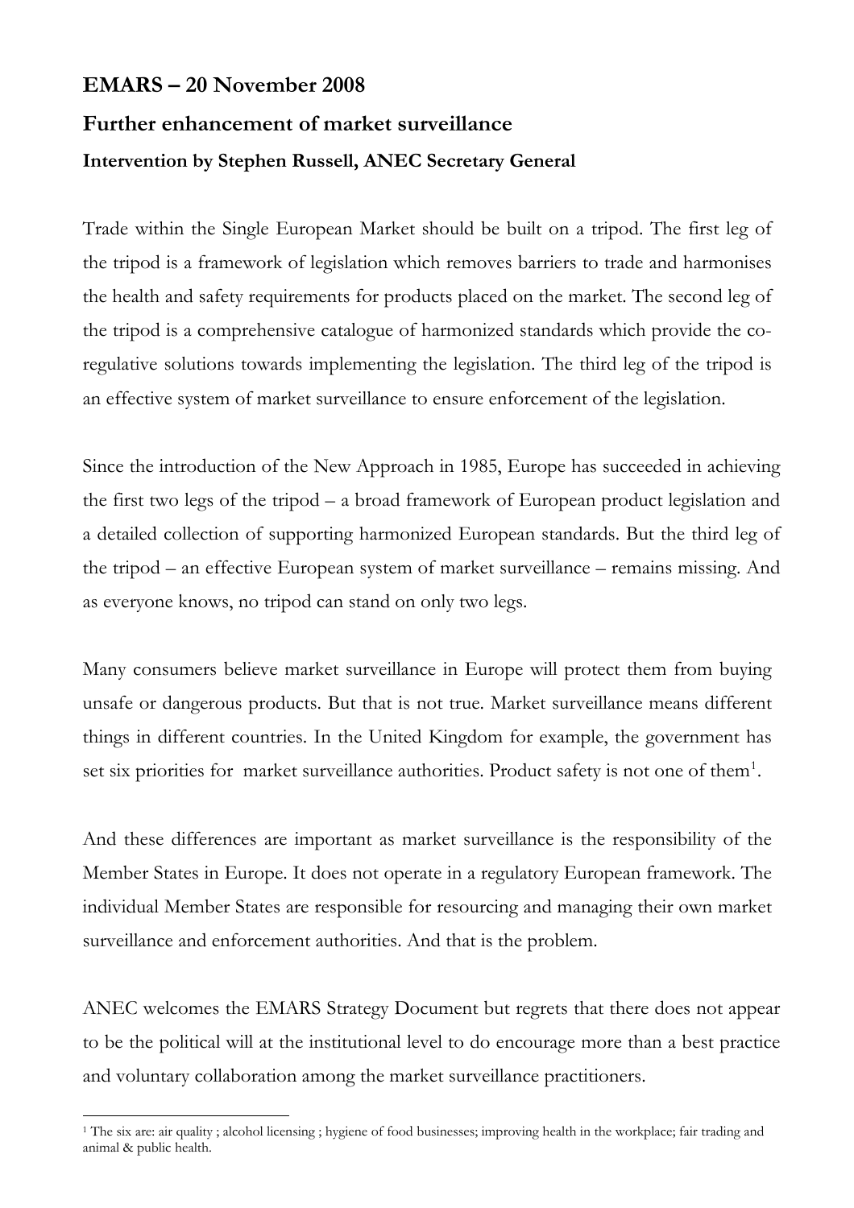# EMARS – 20 November 2008

## Further enhancement of market surveillance

### Intervention by Stephen Russell, ANEC Secretary General

Trade within the Single European Market should be built on a tripod. The first leg of the tripod is a framework of legislation which removes barriers to trade and harmonises the health and safety requirements for products placed on the market. The second leg of the tripod is a comprehensive catalogue of harmonized standards which provide the co-regulative solutions towards implementing the legislation. The third leg of the tripod is an effective system of market surveillance to ensure enforcement of the legislation.

Since the introduction of the New Approach in 1985, Europe has succeeded in achieving the first two legs of the tripod – a broad framework of European product legislation and a detailed collection of supporting harmonized European standards. But the third leg of the tripod – an effective European system of market surveillance – remains missing. And as everyone knows, no tripod can stand on only two legs.

Many consumers believe market surveillance in Europe will protect them from buying unsafe or dangerous products. But that is not true. Market surveillance means different things in different countries. In the United Kingdom for example, the government has set six priorities for market surveillance authorities. Product safety is not one of them[1].

And these differences are important as market surveillance is the responsibility of the Member States in Europe. It does not operate in a regulatory European framework. The individual Member States are responsible for resourcing and managing their own market surveillance and enforcement authorities. And that is the problem.

ANEC welcomes the EMARS Strategy Document but regrets that there does not appear to be the political will at the institutional level to do encourage more than a best practice and voluntary collaboration among the market surveillance practitioners.

---

[1] The six are: air quality ; alcohol licensing ; hygiene of food businesses; improving health in the workplace; fair trading and animal & public health.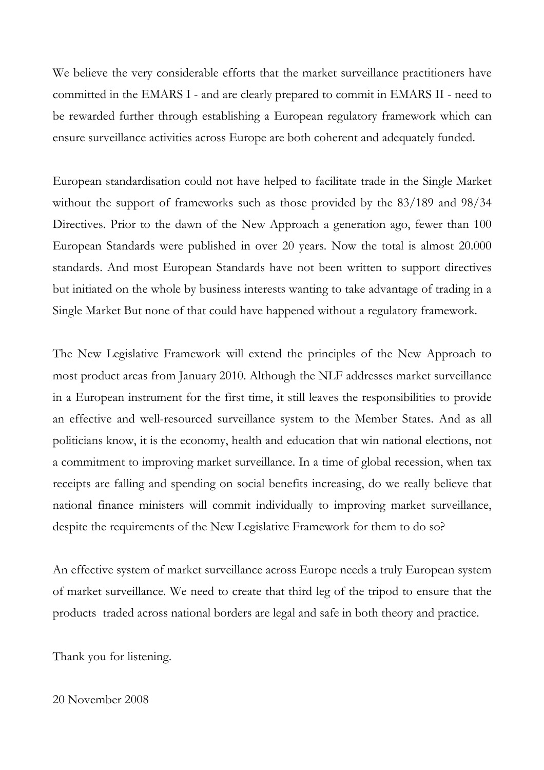We believe the very considerable efforts that the market surveillance practitioners have committed in the EMARS I - and are clearly prepared to commit in EMARS II - need to be rewarded further through establishing a European regulatory framework which can ensure surveillance activities across Europe are both coherent and adequately funded.

European standardisation could not have helped to facilitate trade in the Single Market without the support of frameworks such as those provided by the 83/189 and 98/34 Directives. Prior to the dawn of the New Approach a generation ago, fewer than 100 European Standards were published in over 20 years. Now the total is almost 20.000 standards. And most European Standards have not been written to support directives but initiated on the whole by business interests wanting to take advantage of trading in a Single Market But none of that could have happened without a regulatory framework.

The New Legislative Framework will extend the principles of the New Approach to most product areas from January 2010. Although the NLF addresses market surveillance in a European instrument for the first time, it still leaves the responsibilities to provide an effective and well-resourced surveillance system to the Member States. And as all politicians know, it is the economy, health and education that win national elections, not a commitment to improving market surveillance. In a time of global recession, when tax receipts are falling and spending on social benefits increasing, do we really believe that national finance ministers will commit individually to improving market surveillance, despite the requirements of the New Legislative Framework for them to do so?

An effective system of market surveillance across Europe needs a truly European system of market surveillance. We need to create that third leg of the tripod to ensure that the products traded across national borders are legal and safe in both theory and practice.

Thank you for listening.

20 November 2008